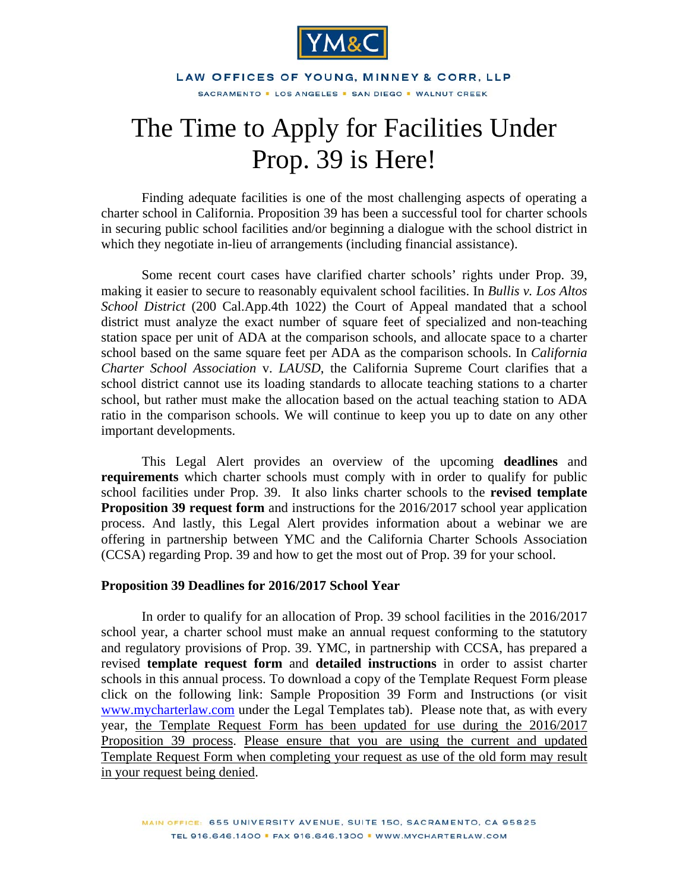YM&C

LAW OFFICES OF YOUNG, MINNEY & CORR, LLP

SACRAMENTO ▪ LOS ANGELES ▪ SAN DIEGO ▪ WALNUT CREEK

# The Time to Apply for Facilities Under Prop. 39 is Here!

Finding adequate facilities is one of the most challenging aspects of operating a charter school in California. Proposition 39 has been a successful tool for charter schools in securing public school facilities and/or beginning a dialogue with the school district in which they negotiate in-lieu of arrangements (including financial assistance).

Some recent court cases have clarified charter schools' rights under Prop. 39, making it easier to secure to reasonably equivalent school facilities. In *Bullis v. Los Altos School District* (200 Cal.App.4th 1022) the Court of Appeal mandated that a school district must analyze the exact number of square feet of specialized and non-teaching station space per unit of ADA at the comparison schools, and allocate space to a charter school based on the same square feet per ADA as the comparison schools. In *California Charter School Association* v. *LAUSD*, the California Supreme Court clarifies that a school district cannot use its loading standards to allocate teaching stations to a charter school, but rather must make the allocation based on the actual teaching station to ADA ratio in the comparison schools. We will continue to keep you up to date on any other important developments.

This Legal Alert provides an overview of the upcoming **deadlines** and **requirements** which charter schools must comply with in order to qualify for public school facilities under Prop. 39. It also links charter schools to the **revised template Proposition 39 request form** and instructions for the 2016/2017 school year application process. And lastly, this Legal Alert provides information about a webinar we are offering in partnership between YMC and the California Charter Schools Association (CCSA) regarding Prop. 39 and how to get the most out of Prop. 39 for your school.

**Proposition 39 Deadlines for 2016/2017 School Year**

In order to qualify for an allocation of Prop. 39 school facilities in the 2016/2017 school year, a charter school must make an annual request conforming to the statutory and regulatory provisions of Prop. 39. YMC, in partnership with CCSA, has prepared a revised **template request form** and **detailed instructions** in order to assist charter schools in this annual process. To download a copy of the Template Request Form please click on the following link: Sample Proposition 39 Form and Instructions (or visit [www.mycharterlaw.com](http://www.mycharterlaw.com) under the Legal Templates tab). Please note that, as with every year, <u>the Template Request Form has been updated for use during the 2016/2017 Proposition 39 process</u>. <u>Please ensure that you are using the current and updated Template Request Form when completing your request as use of the old form may result in your request being denied</u>.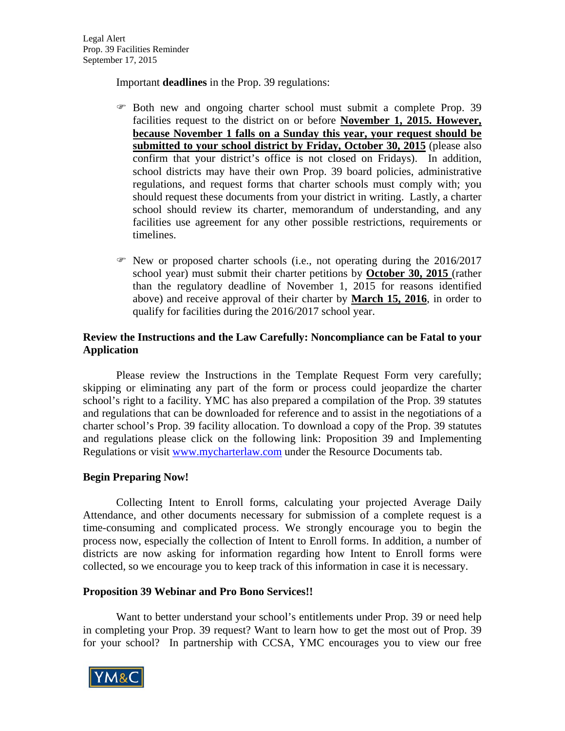Important **deadlines** in the Prop. 39 regulations:

- Both new and ongoing charter school must submit a complete Prop. 39 facilities request to the district on or before **November 1, 2015. However, because November 1 falls on a Sunday this year, your request should be submitted to your school district by Friday, October 30, 2015** (please also confirm that your district's office is not closed on Fridays). In addition, school districts may have their own Prop. 39 board policies, administrative regulations, and request forms that charter schools must comply with; you should request these documents from your district in writing. Lastly, a charter school should review its charter, memorandum of understanding, and any facilities use agreement for any other possible restrictions, requirements or timelines.

- New or proposed charter schools (i.e., not operating during the 2016/2017 school year) must submit their charter petitions by **October 30, 2015** (rather than the regulatory deadline of November 1, 2015 for reasons identified above) and receive approval of their charter by **March 15, 2016**, in order to qualify for facilities during the 2016/2017 school year.

**Review the Instructions and the Law Carefully: Noncompliance can be Fatal to your Application**

Please review the Instructions in the Template Request Form very carefully; skipping or eliminating any part of the form or process could jeopardize the charter school's right to a facility. YMC has also prepared a compilation of the Prop. 39 statutes and regulations that can be downloaded for reference and to assist in the negotiations of a charter school's Prop. 39 facility allocation. To download a copy of the Prop. 39 statutes and regulations please click on the following link: Proposition 39 and Implementing Regulations or visit www.mycharterlaw.com under the Resource Documents tab.

**Begin Preparing Now!**

Collecting Intent to Enroll forms, calculating your projected Average Daily Attendance, and other documents necessary for submission of a complete request is a time-consuming and complicated process. We strongly encourage you to begin the process now, especially the collection of Intent to Enroll forms. In addition, a number of districts are now asking for information regarding how Intent to Enroll forms were collected, so we encourage you to keep track of this information in case it is necessary.

**Proposition 39 Webinar and Pro Bono Services!!**

Want to better understand your school's entitlements under Prop. 39 or need help in completing your Prop. 39 request? Want to learn how to get the most out of Prop. 39 for your school? In partnership with CCSA, YMC encourages you to view our free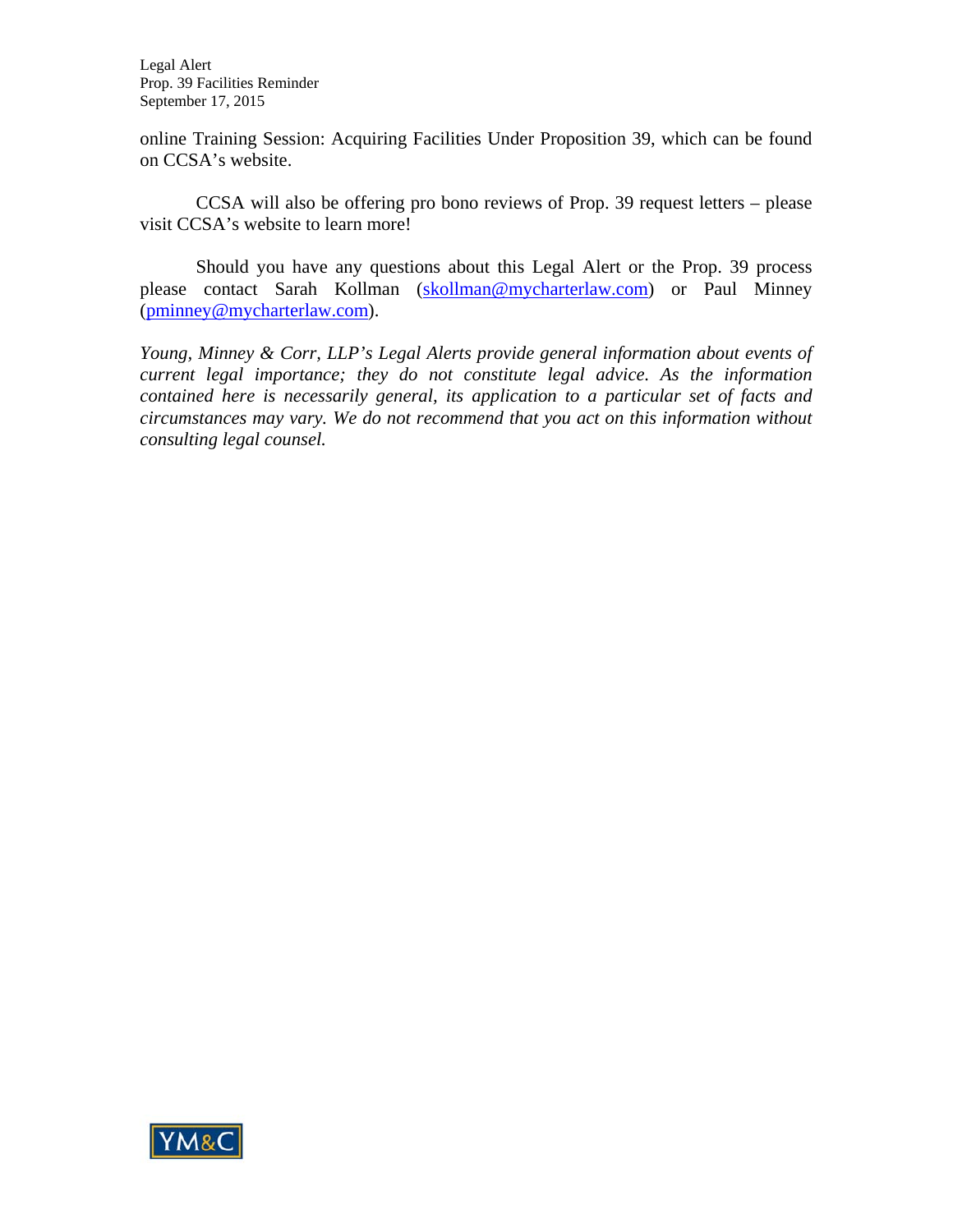online Training Session: Acquiring Facilities Under Proposition 39, which can be found on CCSA's website.

CCSA will also be offering pro bono reviews of Prop. 39 request letters – please visit CCSA's website to learn more!

Should you have any questions about this Legal Alert or the Prop. 39 process please contact Sarah Kollman (skollman@mycharterlaw.com) or Paul Minney (pminney@mycharterlaw.com).

*Young, Minney & Corr, LLP's Legal Alerts provide general information about events of current legal importance; they do not constitute legal advice. As the information contained here is necessarily general, its application to a particular set of facts and circumstances may vary. We do not recommend that you act on this information without consulting legal counsel.*